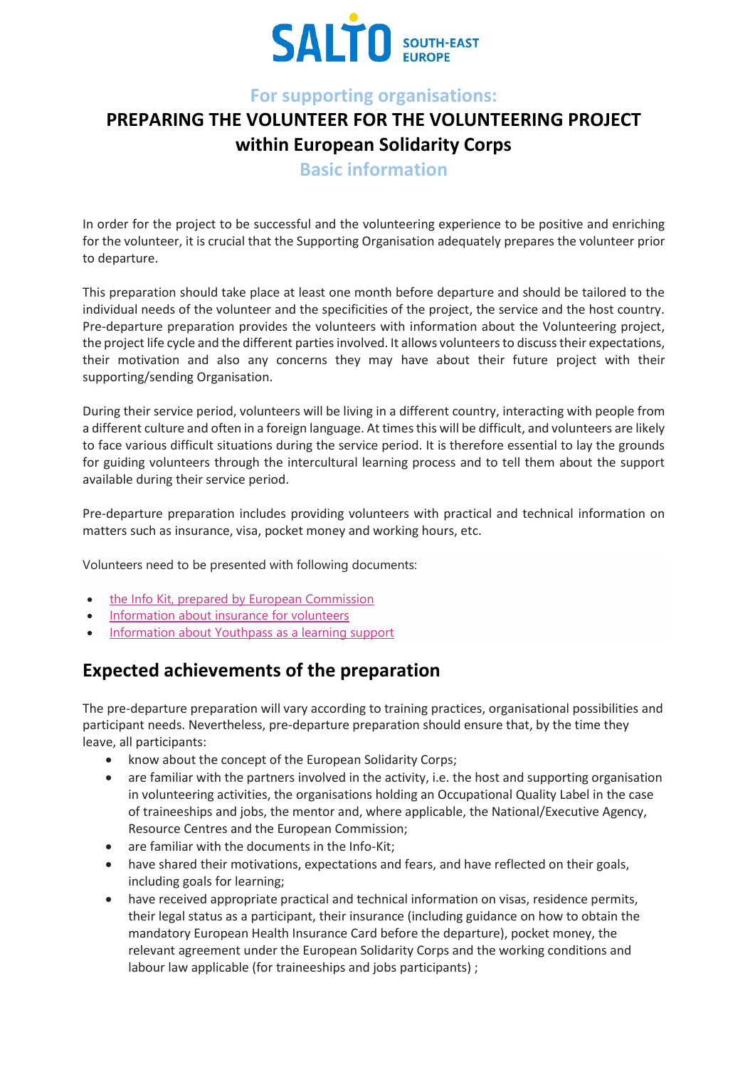**SALTO SOUTH-EAST EUROPE**

## For supporting organisations:

# PREPARING THE VOLUNTEER FOR THE VOLUNTEERING PROJECT within European Solidarity Corps

## Basic information

In order for the project to be successful and the volunteering experience to be positive and enriching for the volunteer, it is crucial that the Supporting Organisation adequately prepares the volunteer prior to departure.

This preparation should take place at least one month before departure and should be tailored to the individual needs of the volunteer and the specificities of the project, the service and the host country. Pre-departure preparation provides the volunteers with information about the Volunteering project, the project life cycle and the different parties involved. It allows volunteers to discuss their expectations, their motivation and also any concerns they may have about their future project with their supporting/sending Organisation.

During their service period, volunteers will be living in a different country, interacting with people from a different culture and often in a foreign language. At times this will be difficult, and volunteers are likely to face various difficult situations during the service period. It is therefore essential to lay the grounds for guiding volunteers through the intercultural learning process and to tell them about the support available during their service period.

Pre-departure preparation includes providing volunteers with practical and technical information on matters such as insurance, visa, pocket money and working hours, etc.

Volunteers need to be presented with following documents:

- the Info Kit, prepared by European Commission
- Information about insurance for volunteers
- Information about Youthpass as a learning support

## Expected achievements of the preparation

The pre-departure preparation will vary according to training practices, organisational possibilities and participant needs. Nevertheless, pre-departure preparation should ensure that, by the time they leave, all participants:

- know about the concept of the European Solidarity Corps;
- are familiar with the partners involved in the activity, i.e. the host and supporting organisation in volunteering activities, the organisations holding an Occupational Quality Label in the case of traineeships and jobs, the mentor and, where applicable, the National/Executive Agency, Resource Centres and the European Commission;
- are familiar with the documents in the Info-Kit;
- have shared their motivations, expectations and fears, and have reflected on their goals, including goals for learning;
- have received appropriate practical and technical information on visas, residence permits, their legal status as a participant, their insurance (including guidance on how to obtain the mandatory European Health Insurance Card before the departure), pocket money, the relevant agreement under the European Solidarity Corps and the working conditions and labour law applicable (for traineeships and jobs participants) ;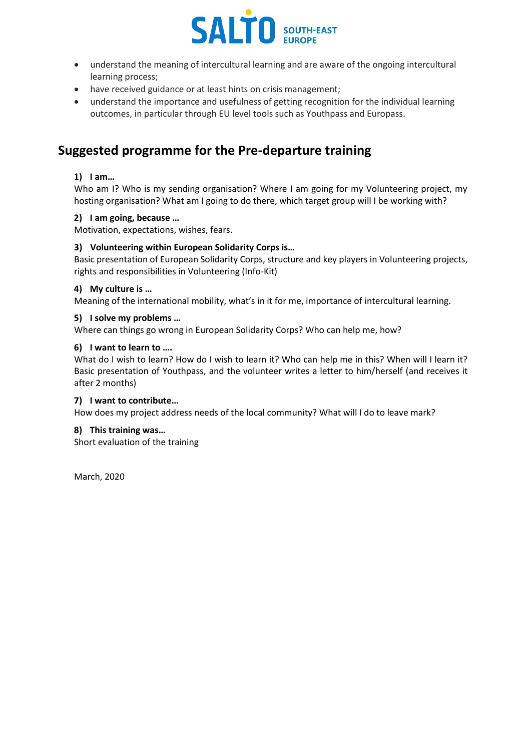- understand the meaning of intercultural learning and are aware of the ongoing intercultural learning process;
- have received guidance or at least hints on crisis management;
- understand the importance and usefulness of getting recognition for the individual learning outcomes, in particular through EU level tools such as Youthpass and Europass.

## Suggested programme for the Pre-departure training

**1) I am…**

Who am I? Who is my sending organisation? Where I am going for my Volunteering project, my hosting organisation? What am I going to do there, which target group will I be working with?

**2) I am going, because …**

Motivation, expectations, wishes, fears.

**3) Volunteering within European Solidarity Corps is…**

Basic presentation of European Solidarity Corps, structure and key players in Volunteering projects, rights and responsibilities in Volunteering (Info-Kit)

**4) My culture is …**

Meaning of the international mobility, what's in it for me, importance of intercultural learning.

**5) I solve my problems …**

Where can things go wrong in European Solidarity Corps? Who can help me, how?

**6) I want to learn to ….**

What do I wish to learn? How do I wish to learn it? Who can help me in this? When will I learn it? Basic presentation of Youthpass, and the volunteer writes a letter to him/herself (and receives it after 2 months)

**7) I want to contribute…**

How does my project address needs of the local community? What will I do to leave mark?

**8) This training was…**

Short evaluation of the training

March, 2020